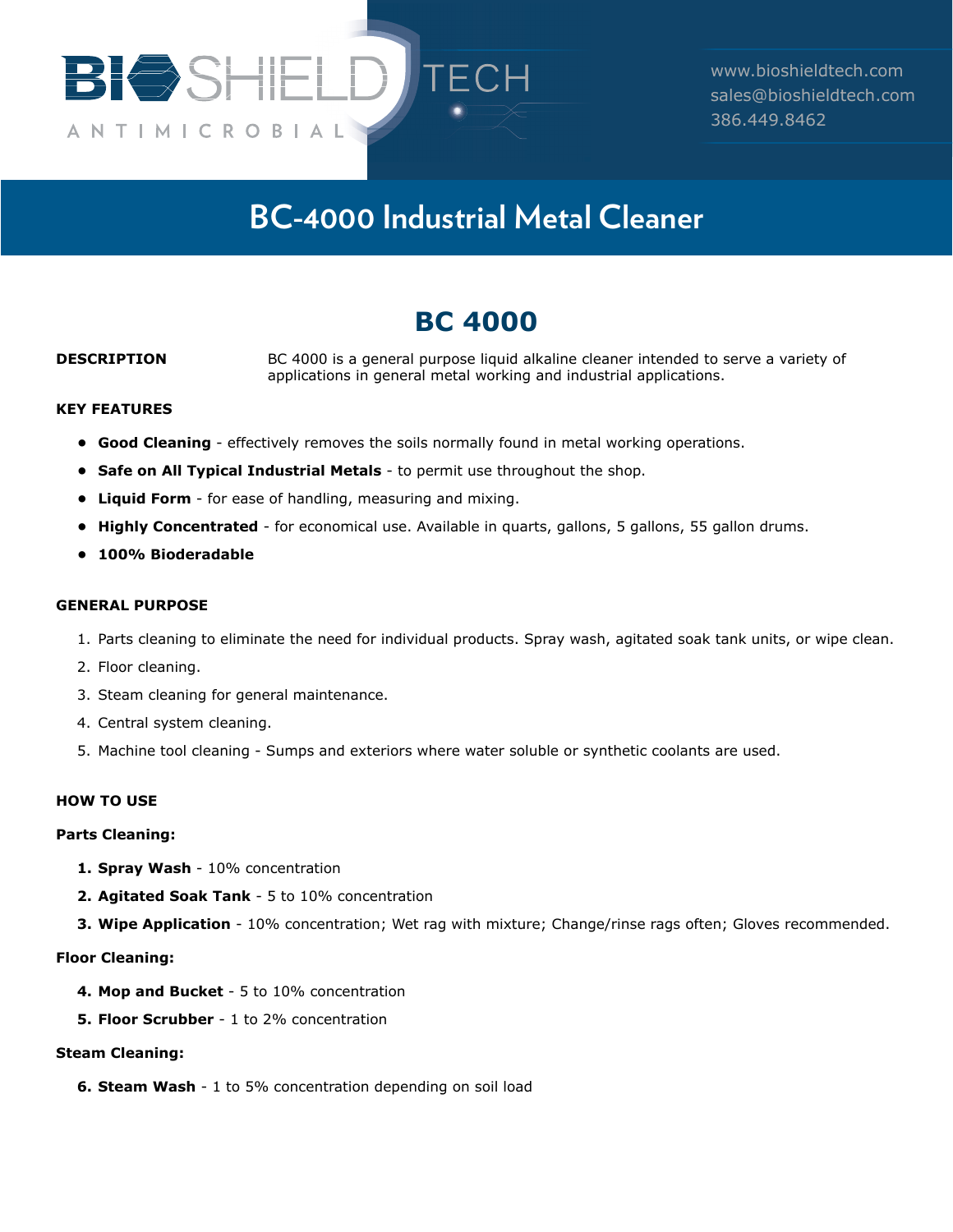BIOSHIELD TECH

ANTIMICROBIAL

www.bioshieldtech.com
sales@bioshieldtech.com
386.449.8462

# BC-4000 Industrial Metal Cleaner

## BC 4000

**DESCRIPTION**

BC 4000 is a general purpose liquid alkaline cleaner intended to serve a variety of applications in general metal working and industrial applications.

**KEY FEATURES**

- **Good Cleaning** - effectively removes the soils normally found in metal working operations.
- **Safe on All Typical Industrial Metals** - to permit use throughout the shop.
- **Liquid Form** - for ease of handling, measuring and mixing.
- **Highly Concentrated** - for economical use. Available in quarts, gallons, 5 gallons, 55 gallon drums.
- **100% Bioderadable**

**GENERAL PURPOSE**

1. Parts cleaning to eliminate the need for individual products. Spray wash, agitated soak tank units, or wipe clean.
2. Floor cleaning.
3. Steam cleaning for general maintenance.
4. Central system cleaning.
5. Machine tool cleaning - Sumps and exteriors where water soluble or synthetic coolants are used.

**HOW TO USE**

**Parts Cleaning:**

1. **Spray Wash** - 10% concentration
2. **Agitated Soak Tank** - 5 to 10% concentration
3. **Wipe Application** - 10% concentration; Wet rag with mixture; Change/rinse rags often; Gloves recommended.

**Floor Cleaning:**

4. **Mop and Bucket** - 5 to 10% concentration
5. **Floor Scrubber** - 1 to 2% concentration

**Steam Cleaning:**

6. **Steam Wash** - 1 to 5% concentration depending on soil load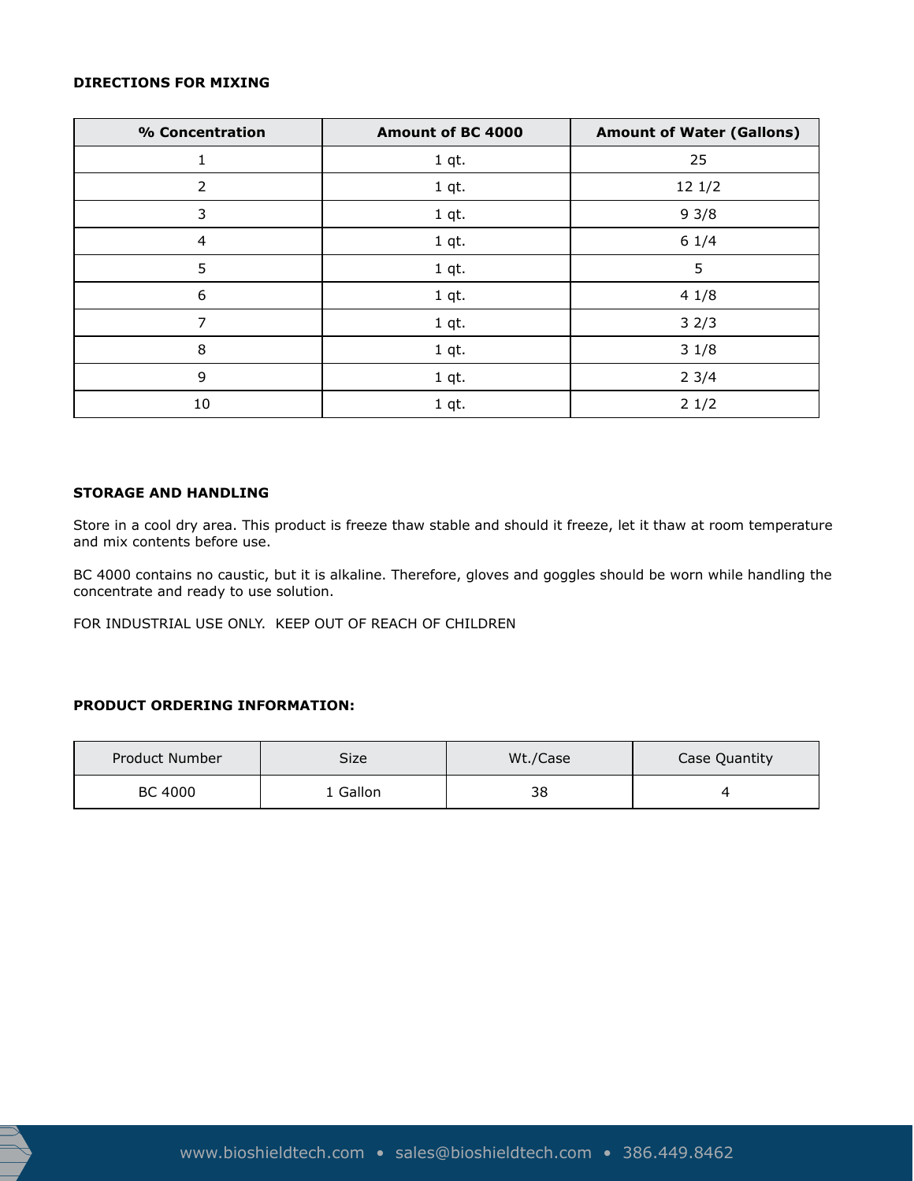**DIRECTIONS FOR MIXING**

| % Concentration | Amount of BC 4000 | Amount of Water (Gallons) |
|---|---|---|
| 1 | 1 qt. | 25 |
| 2 | 1 qt. | 12 1/2 |
| 3 | 1 qt. | 9 3/8 |
| 4 | 1 qt. | 6 1/4 |
| 5 | 1 qt. | 5 |
| 6 | 1 qt. | 4 1/8 |
| 7 | 1 qt. | 3 2/3 |
| 8 | 1 qt. | 3 1/8 |
| 9 | 1 qt. | 2 3/4 |
| 10 | 1 qt. | 2 1/2 |

**STORAGE AND HANDLING**

Store in a cool dry area. This product is freeze thaw stable and should it freeze, let it thaw at room temperature and mix contents before use.

BC 4000 contains no caustic, but it is alkaline. Therefore, gloves and goggles should be worn while handling the concentrate and ready to use solution.

FOR INDUSTRIAL USE ONLY. KEEP OUT OF REACH OF CHILDREN

**PRODUCT ORDERING INFORMATION:**

| Product Number | Size | Wt./Case | Case Quantity |
|---|---|---|---|
| BC 4000 | 1 Gallon | 38 | 4 |

www.bioshieldtech.com • sales@bioshieldtech.com • 386.449.8462